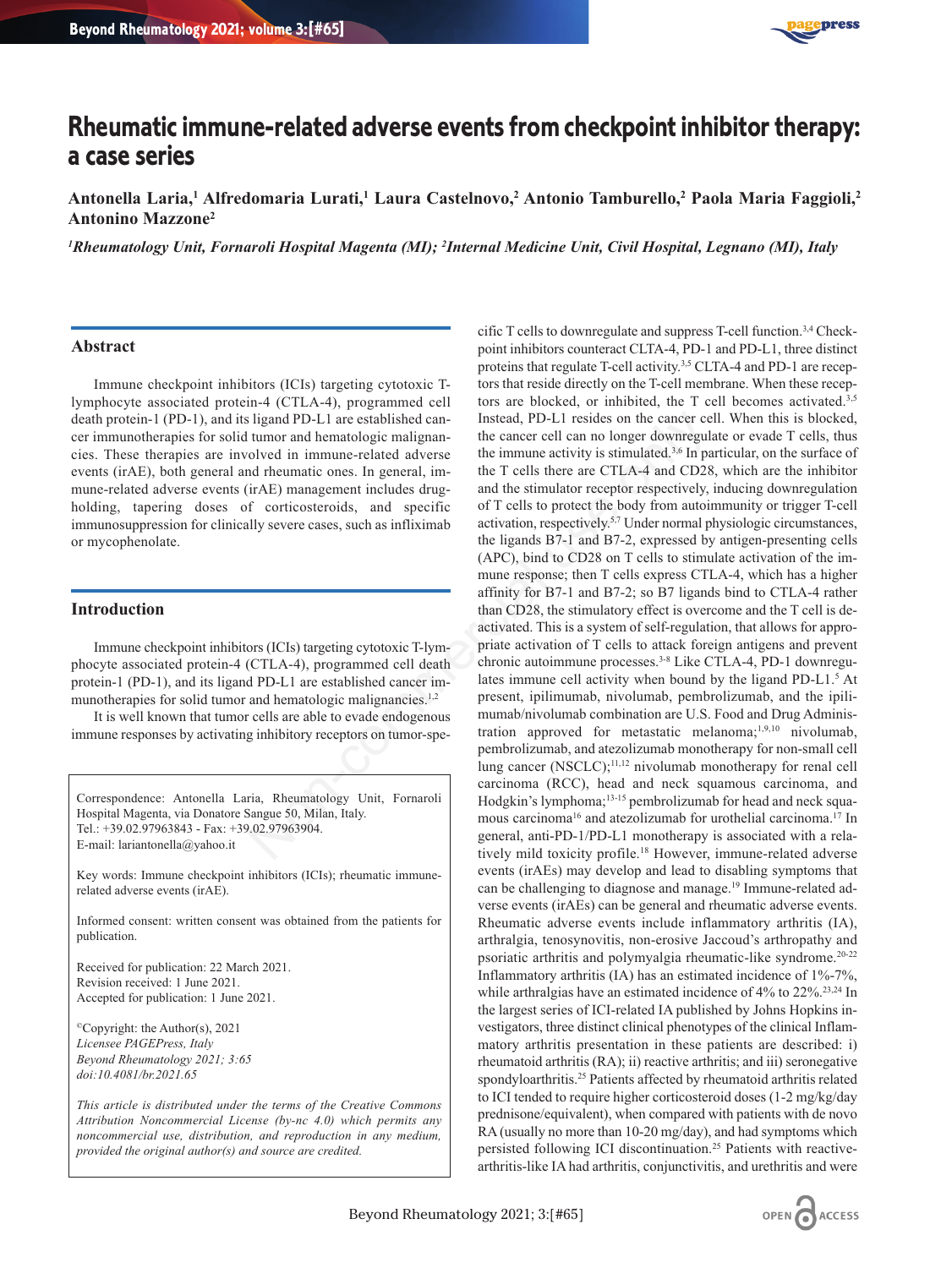# Rheumatic immune-related adverse events from checkpoint inhibitor therapy: a case series

**Antonella Laria,[1] Alfredomaria Lurati,[1] Laura Castelnovo,[2] Antonio Tamburello,[2] Paola Maria Faggioli,[2] Antonino Mazzone[2]**

*[1]Rheumatology Unit, Fornaroli Hospital Magenta (MI); [2]Internal Medicine Unit, Civil Hospital, Legnano (MI), Italy*

## Abstract

Immune checkpoint inhibitors (ICIs) targeting cytotoxic T-lymphocyte associated protein-4 (CTLA-4), programmed cell death protein-1 (PD-1), and its ligand PD-L1 are established cancer immunotherapies for solid tumor and hematologic malignancies. These therapies are involved in immune-related adverse events (irAE), both general and rheumatic ones. In general, immune-related adverse events (irAE) management includes drug-holding, tapering doses of corticosteroids, and specific immunosuppression for clinically severe cases, such as infliximab or mycophenolate.

## Introduction

Immune checkpoint inhibitors (ICIs) targeting cytotoxic T-lymphocyte associated protein-4 (CTLA-4), programmed cell death protein-1 (PD-1), and its ligand PD-L1 are established cancer immunotherapies for solid tumor and hematologic malignancies.[1,2]

It is well known that tumor cells are able to evade endogenous immune responses by activating inhibitory receptors on tumor-specific T cells to downregulate and suppress T-cell function.[3,4] Checkpoint inhibitors counteract CLTA-4, PD-1 and PD-L1, three distinct proteins that regulate T-cell activity.[3,5] CLTA-4 and PD-1 are receptors that reside directly on the T-cell membrane. When these receptors are blocked, or inhibited, the T cell becomes activated.[3,5] Instead, PD-L1 resides on the cancer cell. When this is blocked, the cancer cell can no longer downregulate or evade T cells, thus the immune activity is stimulated.[3,6] In particular, on the surface of the T cells there are CTLA-4 and CD28, which are the inhibitor and the stimulator receptor respectively, inducing downregulation of T cells to protect the body from autoimmunity or trigger T-cell activation, respectively.[5,7] Under normal physiologic circumstances, the ligands B7-1 and B7-2, expressed by antigen-presenting cells (APC), bind to CD28 on T cells to stimulate activation of the immune response; then T cells express CTLA-4, which has a higher affinity for B7-1 and B7-2; so B7 ligands bind to CTLA-4 rather than CD28, the stimulatory effect is overcome and the T cell is deactivated. This is a system of self-regulation, that allows for appropriate activation of T cells to attack foreign antigens and prevent chronic autoimmune processes.[3-8] Like CTLA-4, PD-1 downregulates immune cell activity when bound by the ligand PD-L1.[5] At present, ipilimumab, nivolumab, pembrolizumab, and the ipilimumab/nivolumab combination are U.S. Food and Drug Administration approved for metastatic melanoma;[1,9,10] nivolumab, pembrolizumab, and atezolizumab monotherapy for non-small cell lung cancer (NSCLC);[11,12] nivolumab monotherapy for renal cell carcinoma (RCC), head and neck squamous carcinoma, and Hodgkin's lymphoma;[13-15] pembrolizumab for head and neck squamous carcinoma[16] and atezolizumab for urothelial carcinoma.[17] In general, anti-PD-1/PD-L1 monotherapy is associated with a relatively mild toxicity profile.[18] However, immune-related adverse events (irAEs) may develop and lead to disabling symptoms that can be challenging to diagnose and manage.[19] Immune-related adverse events (irAEs) can be general and rheumatic adverse events. Rheumatic adverse events include inflammatory arthritis (IA), arthralgia, tenosynovitis, non-erosive Jaccoud's arthropathy and psoriatic arthritis and polymyalgia rheumatic-like syndrome.[20-22] Inflammatory arthritis (IA) has an estimated incidence of 1%-7%, while arthralgias have an estimated incidence of 4% to 22%.[23,24] In the largest series of ICI-related IA published by Johns Hopkins investigators, three distinct clinical phenotypes of the clinical Inflammatory arthritis presentation in these patients are described: i) rheumatoid arthritis (RA); ii) reactive arthritis; and iii) seronegative spondyloarthritis.[25] Patients affected by rheumatoid arthritis related to ICI tended to require higher corticosteroid doses (1-2 mg/kg/day prednisone/equivalent), when compared with patients with de novo RA (usually no more than 10-20 mg/day), and had symptoms which persisted following ICI discontinuation.[25] Patients with reactive-arthritis-like IA had arthritis, conjunctivitis, and urethritis and were

Correspondence: Antonella Laria, Rheumatology Unit, Fornaroli Hospital Magenta, via Donatore Sangue 50, Milan, Italy.
Tel.: +39.02.97963843 - Fax: +39.02.97963904.
E-mail: lariantonella@yahoo.it

Key words: Immune checkpoint inhibitors (ICIs); rheumatic immune-related adverse events (irAE).

Informed consent: written consent was obtained from the patients for publication.

Received for publication: 22 March 2021.
Revision received: 1 June 2021.
Accepted for publication: 1 June 2021.

©Copyright: the Author(s), 2021
*Licensee PAGEPress, Italy*
*Beyond Rheumatology 2021; 3:65*
*doi:10.4081/br.2021.65*

*This article is distributed under the terms of the Creative Commons Attribution Noncommercial License (by-nc 4.0) which permits any noncommercial use, distribution, and reproduction in any medium, provided the original author(s) and source are credited.*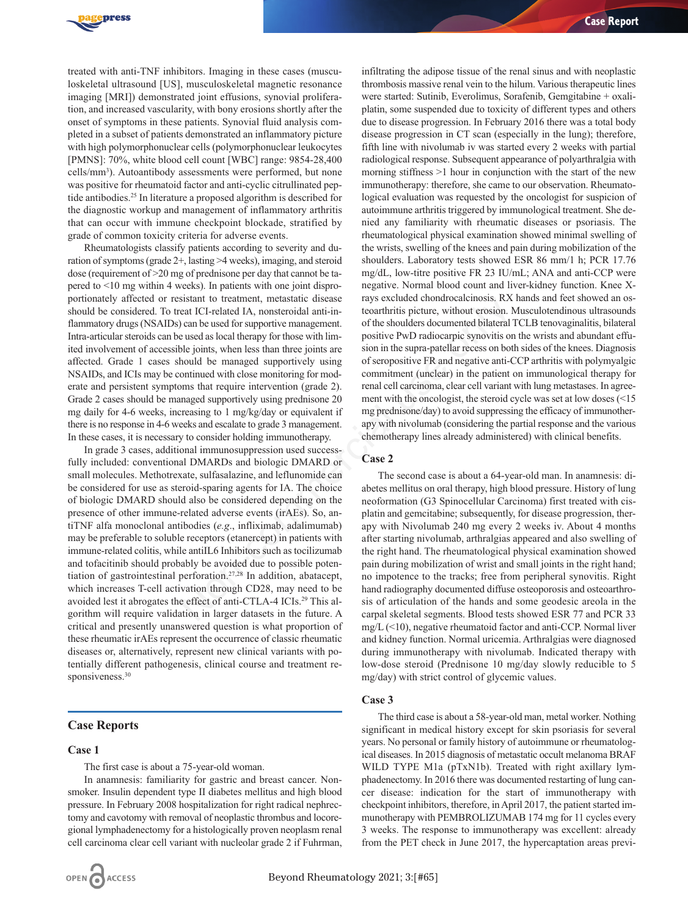treated with anti-TNF inhibitors. Imaging in these cases (musculoskeletal ultrasound [US], musculoskeletal magnetic resonance imaging [MRI]) demonstrated joint effusions, synovial proliferation, and increased vascularity, with bony erosions shortly after the onset of symptoms in these patients. Synovial fluid analysis completed in a subset of patients demonstrated an inflammatory picture with high polymorphonuclear cells (polymorphonuclear leukocytes [PMNS]: 70%, white blood cell count [WBC] range: 9854-28,400 cells/mm$^3$). Autoantibody assessments were performed, but none was positive for rheumatoid factor and anti-cyclic citrullinated peptide antibodies.[25] In literature a proposed algorithm is described for the diagnostic workup and management of inflammatory arthritis that can occur with immune checkpoint blockade, stratified by grade of common toxicity criteria for adverse events.

Rheumatologists classify patients according to severity and duration of symptoms (grade 2+, lasting >4 weeks), imaging, and steroid dose (requirement of >20 mg of prednisone per day that cannot be tapered to <10 mg within 4 weeks). In patients with one joint disproportionately affected or resistant to treatment, metastatic disease should be considered. To treat ICI-related IA, nonsteroidal anti-inflammatory drugs (NSAIDs) can be used for supportive management. Intra-articular steroids can be used as local therapy for those with limited involvement of accessible joints, when less than three joints are affected. Grade 1 cases should be managed supportively using NSAIDs, and ICIs may be continued with close monitoring for moderate and persistent symptoms that require intervention (grade 2). Grade 2 cases should be managed supportively using prednisone 20 mg daily for 4-6 weeks, increasing to 1 mg/kg/day or equivalent if there is no response in 4-6 weeks and escalate to grade 3 management. In these cases, it is necessary to consider holding immunotherapy.

In grade 3 cases, additional immunosuppression used successfully included: conventional DMARDs and biologic DMARD or small molecules. Methotrexate, sulfasalazine, and leflunomide can be considered for use as steroid-sparing agents for IA. The choice of biologic DMARD should also be considered depending on the presence of other immune-related adverse events (irAEs). So, antiTNF alfa monoclonal antibodies (*e.g.*, infliximab, adalimumab) may be preferable to soluble receptors (etanercept) in patients with immune-related colitis, while antiIL6 Inhibitors such as tocilizumab and tofacitinib should probably be avoided due to possible potentiation of gastrointestinal perforation.[27,28] In addition, abatacept, which increases T-cell activation through CD28, may need to be avoided lest it abrogates the effect of anti-CTLA-4 ICIs.[29] This algorithm will require validation in larger datasets in the future. A critical and presently unanswered question is what proportion of these rheumatic irAEs represent the occurrence of classic rheumatic diseases or, alternatively, represent new clinical variants with potentially different pathogenesis, clinical course and treatment responsiveness.[30]

## Case Reports

### Case 1

The first case is about a 75-year-old woman.

In anamnesis: familiarity for gastric and breast cancer. Non-smoker. Insulin dependent type II diabetes mellitus and high blood pressure. In February 2008 hospitalization for right radical nephrectomy and cavotomy with removal of neoplastic thrombus and locoregional lymphadenectomy for a histologically proven neoplasm renal cell carcinoma clear cell variant with nucleolar grade 2 if Fuhrman, infiltrating the adipose tissue of the renal sinus and with neoplastic thrombosis massive renal vein to the hilum. Various therapeutic lines were started: Sutinib, Everolimus, Sorafenib, Gemgitabine + oxaliplatin, some suspended due to toxicity of different types and others due to disease progression. In February 2016 there was a total body disease progression in CT scan (especially in the lung); therefore, fifth line with nivolumab iv was started every 2 weeks with partial radiological response. Subsequent appearance of polyarthralgia with morning stiffness >1 hour in conjunction with the start of the new immunotherapy: therefore, she came to our observation. Rheumatological evaluation was requested by the oncologist for suspicion of autoimmune arthritis triggered by immunological treatment. She denied any familiarity with rheumatic diseases or psoriasis. The rheumatological physical examination showed minimal swelling of the wrists, swelling of the knees and pain during mobilization of the shoulders. Laboratory tests showed ESR 86 mm/1 h; PCR 17.76 mg/dL, low-titre positive FR 23 IU/mL; ANA and anti-CCP were negative. Normal blood count and liver-kidney function. Knee X-rays excluded chondrocalcinosis. RX hands and feet showed an osteoarthritis picture, without erosion. Musculotendinous ultrasounds of the shoulders documented bilateral TCLB tenovaginalitis, bilateral positive PwD radiocarpic synovitis on the wrists and abundant effusion in the supra-patellar recess on both sides of the knees. Diagnosis of seropositive FR and negative anti-CCP arthritis with polymyalgic commitment (unclear) in the patient on immunological therapy for renal cell carcinoma, clear cell variant with lung metastases. In agreement with the oncologist, the steroid cycle was set at low doses (<15 mg prednisone/day) to avoid suppressing the efficacy of immunotherapy with nivolumab (considering the partial response and the various chemotherapy lines already administered) with clinical benefits.

### Case 2

The second case is about a 64-year-old man. In anamnesis: diabetes mellitus on oral therapy, high blood pressure. History of lung neoformation (G3 Spinocellular Carcinoma) first treated with cisplatin and gemcitabine; subsequently, for disease progression, therapy with Nivolumab 240 mg every 2 weeks iv. About 4 months after starting nivolumab, arthralgias appeared and also swelling of the right hand. The rheumatological physical examination showed pain during mobilization of wrist and small joints in the right hand; no impotence to the tracks; free from peripheral synovitis. Right hand radiography documented diffuse osteoporosis and osteoarthrosis of articulation of the hands and some geodesic areola in the carpal skeletal segments. Blood tests showed ESR 77 and PCR 33 mg/L (<10), negative rheumatoid factor and anti-CCP. Normal liver and kidney function. Normal uricemia. Arthralgias were diagnosed during immunotherapy with nivolumab. Indicated therapy with low-dose steroid (Prednisone 10 mg/day slowly reducible to 5 mg/day) with strict control of glycemic values.

### Case 3

The third case is about a 58-year-old man, metal worker. Nothing significant in medical history except for skin psoriasis for several years. No personal or family history of autoimmune or rheumatological diseases. In 2015 diagnosis of metastatic occult melanoma BRAF WILD TYPE M1a (pTxN1b). Treated with right axillary lymphadenectomy. In 2016 there was documented restarting of lung cancer disease: indication for the start of immunotherapy with checkpoint inhibitors, therefore, in April 2017, the patient started immunotherapy with PEMBROLIZUMAB 174 mg for 11 cycles every 3 weeks. The response to immunotherapy was excellent: already from the PET check in June 2017, the hypercaptation areas previ-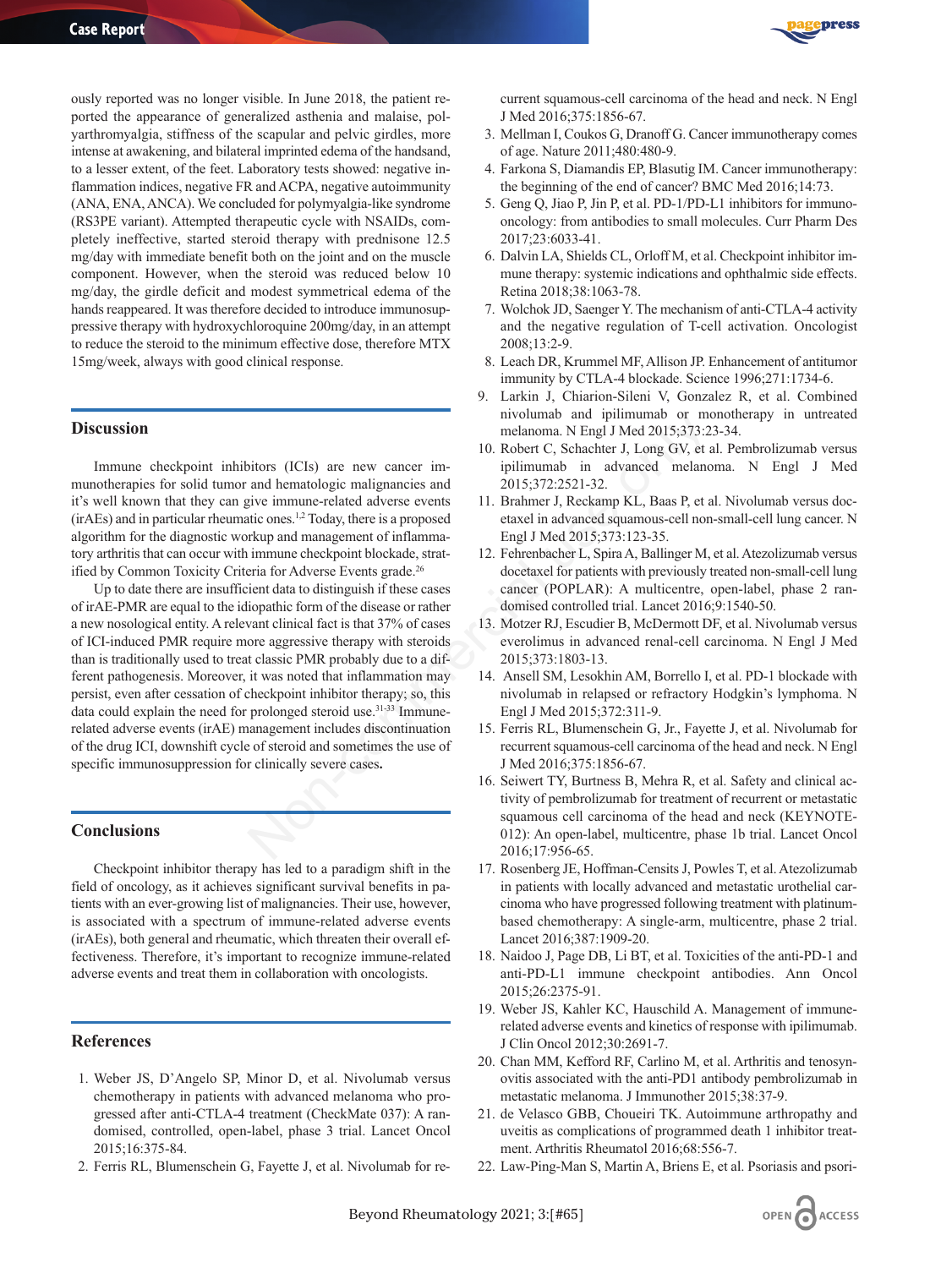ously reported was no longer visible. In June 2018, the patient reported the appearance of generalized asthenia and malaise, polyarthromyalgia, stiffness of the scapular and pelvic girdles, more intense at awakening, and bilateral imprinted edema of the handsand, to a lesser extent, of the feet. Laboratory tests showed: negative inflammation indices, negative FR and ACPA, negative autoimmunity (ANA, ENA, ANCA). We concluded for polymyalgia-like syndrome (RS3PE variant). Attempted therapeutic cycle with NSAIDs, completely ineffective, started steroid therapy with prednisone 12.5 mg/day with immediate benefit both on the joint and on the muscle component. However, when the steroid was reduced below 10 mg/day, the girdle deficit and modest symmetrical edema of the hands reappeared. It was therefore decided to introduce immunosuppressive therapy with hydroxychloroquine 200mg/day, in an attempt to reduce the steroid to the minimum effective dose, therefore MTX 15mg/week, always with good clinical response.

## Discussion

Immune checkpoint inhibitors (ICIs) are new cancer immunotherapies for solid tumor and hematologic malignancies and it's well known that they can give immune-related adverse events (irAEs) and in particular rheumatic ones.[1,2] Today, there is a proposed algorithm for the diagnostic workup and management of inflammatory arthritis that can occur with immune checkpoint blockade, stratified by Common Toxicity Criteria for Adverse Events grade.[26]

Up to date there are insufficient data to distinguish if these cases of irAE-PMR are equal to the idiopathic form of the disease or rather a new nosological entity. A relevant clinical fact is that 37% of cases of ICI-induced PMR require more aggressive therapy with steroids than is traditionally used to treat classic PMR probably due to a different pathogenesis. Moreover, it was noted that inflammation may persist, even after cessation of checkpoint inhibitor therapy; so, this data could explain the need for prolonged steroid use.[31-33] Immune-related adverse events (irAE) management includes discontinuation of the drug ICI, downshift cycle of steroid and sometimes the use of specific immunosuppression for clinically severe cases.

## Conclusions

Checkpoint inhibitor therapy has led to a paradigm shift in the field of oncology, as it achieves significant survival benefits in patients with an ever-growing list of malignancies. Their use, however, is associated with a spectrum of immune-related adverse events (irAEs), both general and rheumatic, which threaten their overall effectiveness. Therefore, it's important to recognize immune-related adverse events and treat them in collaboration with oncologists.

## References

1. Weber JS, D'Angelo SP, Minor D, et al. Nivolumab versus chemotherapy in patients with advanced melanoma who progressed after anti-CTLA-4 treatment (CheckMate 037): A randomised, controlled, open-label, phase 3 trial. Lancet Oncol 2015;16:375-84.
2. Ferris RL, Blumenschein G, Fayette J, et al. Nivolumab for recurrent squamous-cell carcinoma of the head and neck. N Engl J Med 2016;375:1856-67.
3. Mellman I, Coukos G, Dranoff G. Cancer immunotherapy comes of age. Nature 2011;480:480-9.
4. Farkona S, Diamandis EP, Blasutig IM. Cancer immunotherapy: the beginning of the end of cancer? BMC Med 2016;14:73.
5. Geng Q, Jiao P, Jin P, et al. PD-1/PD-L1 inhibitors for immuno-oncology: from antibodies to small molecules. Curr Pharm Des 2017;23:6033-41.
6. Dalvin LA, Shields CL, Orloff M, et al. Checkpoint inhibitor immune therapy: systemic indications and ophthalmic side effects. Retina 2018;38:1063-78.
7. Wolchok JD, Saenger Y. The mechanism of anti-CTLA-4 activity and the negative regulation of T-cell activation. Oncologist 2008;13:2-9.
8. Leach DR, Krummel MF, Allison JP. Enhancement of antitumor immunity by CTLA-4 blockade. Science 1996;271:1734-6.
9. Larkin J, Chiarion-Sileni V, Gonzalez R, et al. Combined nivolumab and ipilimumab or monotherapy in untreated melanoma. N Engl J Med 2015;373:23-34.
10. Robert C, Schachter J, Long GV, et al. Pembrolizumab versus ipilimumab in advanced melanoma. N Engl J Med 2015;372:2521-32.
11. Brahmer J, Reckamp KL, Baas P, et al. Nivolumab versus docetaxel in advanced squamous-cell non-small-cell lung cancer. N Engl J Med 2015;373:123-35.
12. Fehrenbacher L, Spira A, Ballinger M, et al. Atezolizumab versus docetaxel for patients with previously treated non-small-cell lung cancer (POPLAR): A multicentre, open-label, phase 2 randomised controlled trial. Lancet 2016;9:1540-50.
13. Motzer RJ, Escudier B, McDermott DF, et al. Nivolumab versus everolimus in advanced renal-cell carcinoma. N Engl J Med 2015;373:1803-13.
14. Ansell SM, Lesokhin AM, Borrello I, et al. PD-1 blockade with nivolumab in relapsed or refractory Hodgkin's lymphoma. N Engl J Med 2015;372:311-9.
15. Ferris RL, Blumenschein G, Jr., Fayette J, et al. Nivolumab for recurrent squamous-cell carcinoma of the head and neck. N Engl J Med 2016;375:1856-67.
16. Seiwert TY, Burtness B, Mehra R, et al. Safety and clinical activity of pembrolizumab for treatment of recurrent or metastatic squamous cell carcinoma of the head and neck (KEYNOTE-012): An open-label, multicentre, phase 1b trial. Lancet Oncol 2016;17:956-65.
17. Rosenberg JE, Hoffman-Censits J, Powles T, et al. Atezolizumab in patients with locally advanced and metastatic urothelial carcinoma who have progressed following treatment with platinum-based chemotherapy: A single-arm, multicentre, phase 2 trial. Lancet 2016;387:1909-20.
18. Naidoo J, Page DB, Li BT, et al. Toxicities of the anti-PD-1 and anti-PD-L1 immune checkpoint antibodies. Ann Oncol 2015;26:2375-91.
19. Weber JS, Kahler KC, Hauschild A. Management of immune-related adverse events and kinetics of response with ipilimumab. J Clin Oncol 2012;30:2691-7.
20. Chan MM, Kefford RF, Carlino M, et al. Arthritis and tenosynovitis associated with the anti-PD1 antibody pembrolizumab in metastatic melanoma. J Immunother 2015;38:37-9.
21. de Velasco GBB, Choueiri TK. Autoimmune arthropathy and uveitis as complications of programmed death 1 inhibitor treatment. Arthritis Rheumatol 2016;68:556-7.
22. Law-Ping-Man S, Martin A, Briens E, et al. Psoriasis and psori-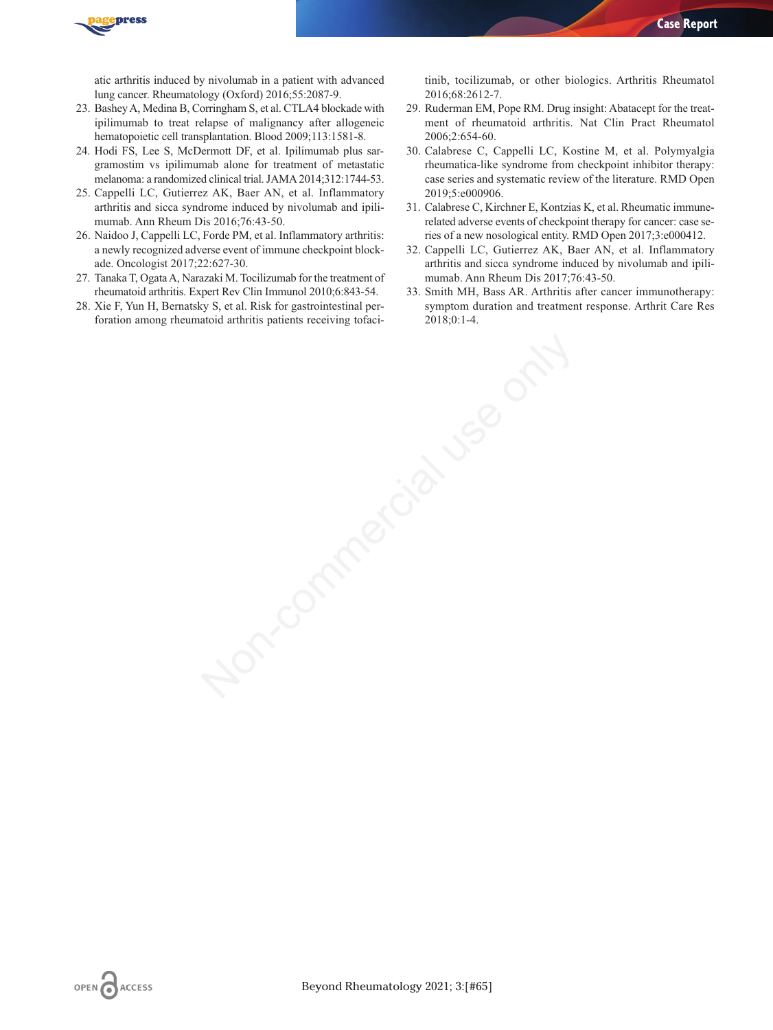atic arthritis induced by nivolumab in a patient with advanced lung cancer. Rheumatology (Oxford) 2016;55:2087-9.

23. Bashey A, Medina B, Corringham S, et al. CTLA4 blockade with ipilimumab to treat relapse of malignancy after allogeneic hematopoietic cell transplantation. Blood 2009;113:1581-8.
24. Hodi FS, Lee S, McDermott DF, et al. Ipilimumab plus sargramostim vs ipilimumab alone for treatment of metastatic melanoma: a randomized clinical trial. JAMA 2014;312:1744-53.
25. Cappelli LC, Gutierrez AK, Baer AN, et al. Inflammatory arthritis and sicca syndrome induced by nivolumab and ipilimumab. Ann Rheum Dis 2016;76:43-50.
26. Naidoo J, Cappelli LC, Forde PM, et al. Inflammatory arthritis: a newly recognized adverse event of immune checkpoint blockade. Oncologist 2017;22:627-30.
27. Tanaka T, Ogata A, Narazaki M. Tocilizumab for the treatment of rheumatoid arthritis. Expert Rev Clin Immunol 2010;6:843-54.
28. Xie F, Yun H, Bernatsky S, et al. Risk for gastrointestinal perforation among rheumatoid arthritis patients receiving tofacitinib, tocilizumab, or other biologics. Arthritis Rheumatol 2016;68:2612-7.
29. Ruderman EM, Pope RM. Drug insight: Abatacept for the treatment of rheumatoid arthritis. Nat Clin Pract Rheumatol 2006;2:654-60.
30. Calabrese C, Cappelli LC, Kostine M, et al. Polymyalgia rheumatica-like syndrome from checkpoint inhibitor therapy: case series and systematic review of the literature. RMD Open 2019;5:e000906.
31. Calabrese C, Kirchner E, Kontzias K, et al. Rheumatic immune-related adverse events of checkpoint therapy for cancer: case series of a new nosological entity. RMD Open 2017;3:e000412.
32. Cappelli LC, Gutierrez AK, Baer AN, et al. Inflammatory arthritis and sicca syndrome induced by nivolumab and ipilimumab. Ann Rheum Dis 2017;76:43-50.
33. Smith MH, Bass AR. Arthritis after cancer immunotherapy: symptom duration and treatment response. Arthrit Care Res 2018;0:1-4.